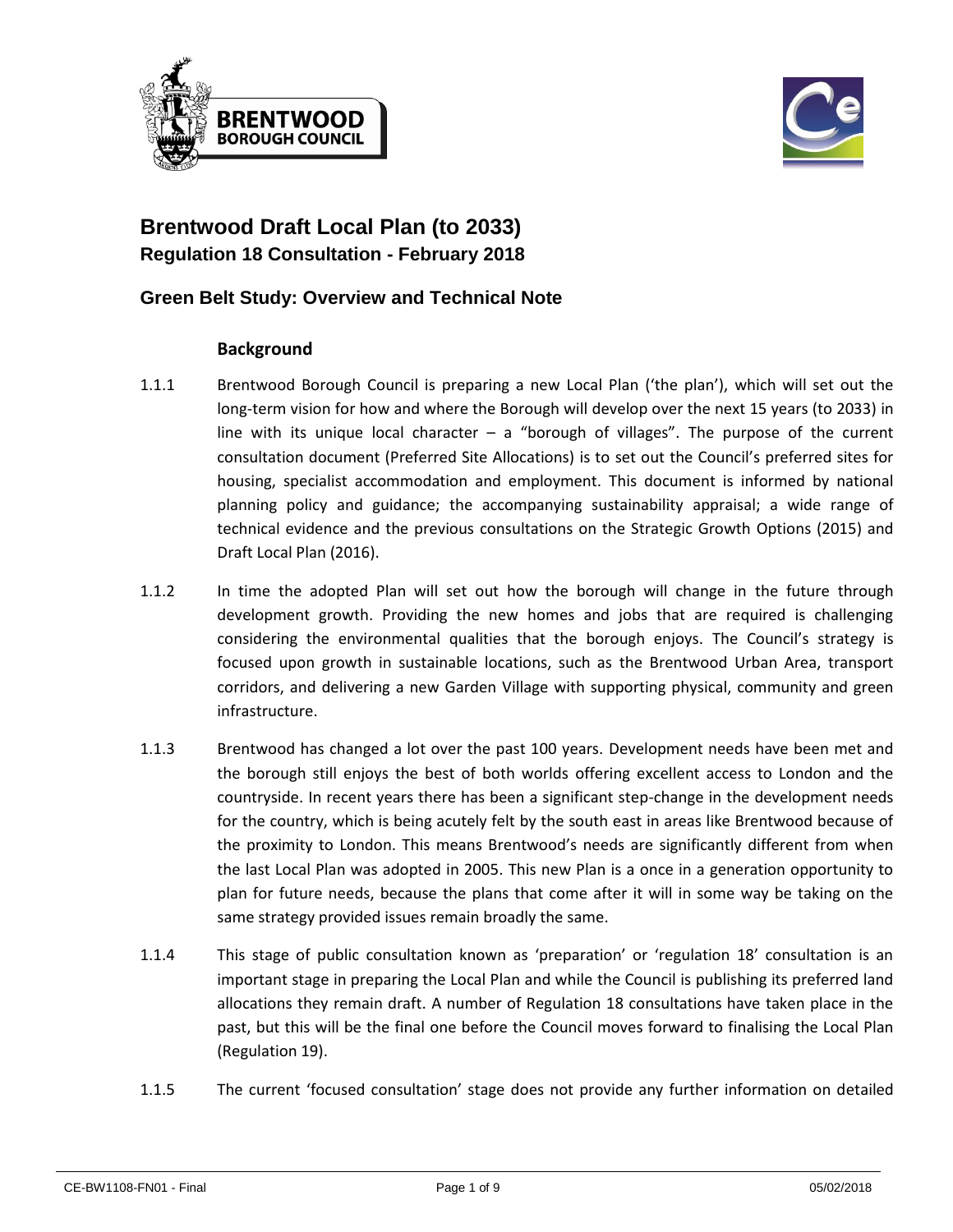# Brentwood Draft Local Plan (to 2033)

## Regulation 18 Consultation - February 2018

## Green Belt Study: Overview and Technical Note

### Background

1.1.1 Brentwood Borough Council is preparing a new Local Plan ('the plan'), which will set out the long-term vision for how and where the Borough will develop over the next 15 years (to 2033) in line with its unique local character – a "borough of villages". The purpose of the current consultation document (Preferred Site Allocations) is to set out the Council's preferred sites for housing, specialist accommodation and employment. This document is informed by national planning policy and guidance; the accompanying sustainability appraisal; a wide range of technical evidence and the previous consultations on the Strategic Growth Options (2015) and Draft Local Plan (2016).

1.1.2 In time the adopted Plan will set out how the borough will change in the future through development growth. Providing the new homes and jobs that are required is challenging considering the environmental qualities that the borough enjoys. The Council's strategy is focused upon growth in sustainable locations, such as the Brentwood Urban Area, transport corridors, and delivering a new Garden Village with supporting physical, community and green infrastructure.

1.1.3 Brentwood has changed a lot over the past 100 years. Development needs have been met and the borough still enjoys the best of both worlds offering excellent access to London and the countryside. In recent years there has been a significant step-change in the development needs for the country, which is being acutely felt by the south east in areas like Brentwood because of the proximity to London. This means Brentwood's needs are significantly different from when the last Local Plan was adopted in 2005. This new Plan is a once in a generation opportunity to plan for future needs, because the plans that come after it will in some way be taking on the same strategy provided issues remain broadly the same.

1.1.4 This stage of public consultation known as 'preparation' or 'regulation 18' consultation is an important stage in preparing the Local Plan and while the Council is publishing its preferred land allocations they remain draft. A number of Regulation 18 consultations have taken place in the past, but this will be the final one before the Council moves forward to finalising the Local Plan (Regulation 19).

1.1.5 The current 'focused consultation' stage does not provide any further information on detailed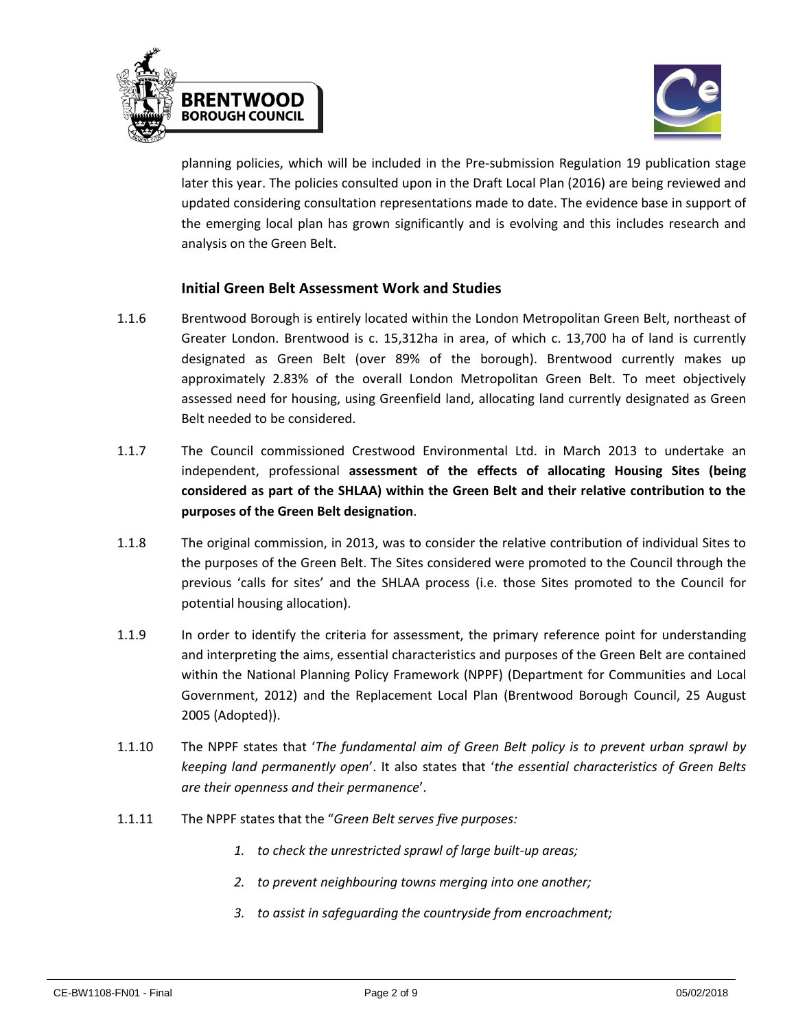planning policies, which will be included in the Pre-submission Regulation 19 publication stage later this year. The policies consulted upon in the Draft Local Plan (2016) are being reviewed and updated considering consultation representations made to date. The evidence base in support of the emerging local plan has grown significantly and is evolving and this includes research and analysis on the Green Belt.

### Initial Green Belt Assessment Work and Studies

1.1.6 Brentwood Borough is entirely located within the London Metropolitan Green Belt, northeast of Greater London. Brentwood is c. 15,312ha in area, of which c. 13,700 ha of land is currently designated as Green Belt (over 89% of the borough). Brentwood currently makes up approximately 2.83% of the overall London Metropolitan Green Belt. To meet objectively assessed need for housing, using Greenfield land, allocating land currently designated as Green Belt needed to be considered.

1.1.7 The Council commissioned Crestwood Environmental Ltd. in March 2013 to undertake an independent, professional **assessment of the effects of allocating Housing Sites (being considered as part of the SHLAA) within the Green Belt and their relative contribution to the purposes of the Green Belt designation**.

1.1.8 The original commission, in 2013, was to consider the relative contribution of individual Sites to the purposes of the Green Belt. The Sites considered were promoted to the Council through the previous 'calls for sites' and the SHLAA process (i.e. those Sites promoted to the Council for potential housing allocation).

1.1.9 In order to identify the criteria for assessment, the primary reference point for understanding and interpreting the aims, essential characteristics and purposes of the Green Belt are contained within the National Planning Policy Framework (NPPF) (Department for Communities and Local Government, 2012) and the Replacement Local Plan (Brentwood Borough Council, 25 August 2005 (Adopted)).

1.1.10 The NPPF states that '*The fundamental aim of Green Belt policy is to prevent urban sprawl by keeping land permanently open*'. It also states that '*the essential characteristics of Green Belts are their openness and their permanence*'.

1.1.11 The NPPF states that the "*Green Belt serves five purposes:*

1. *to check the unrestricted sprawl of large built-up areas;*
2. *to prevent neighbouring towns merging into one another;*
3. *to assist in safeguarding the countryside from encroachment;*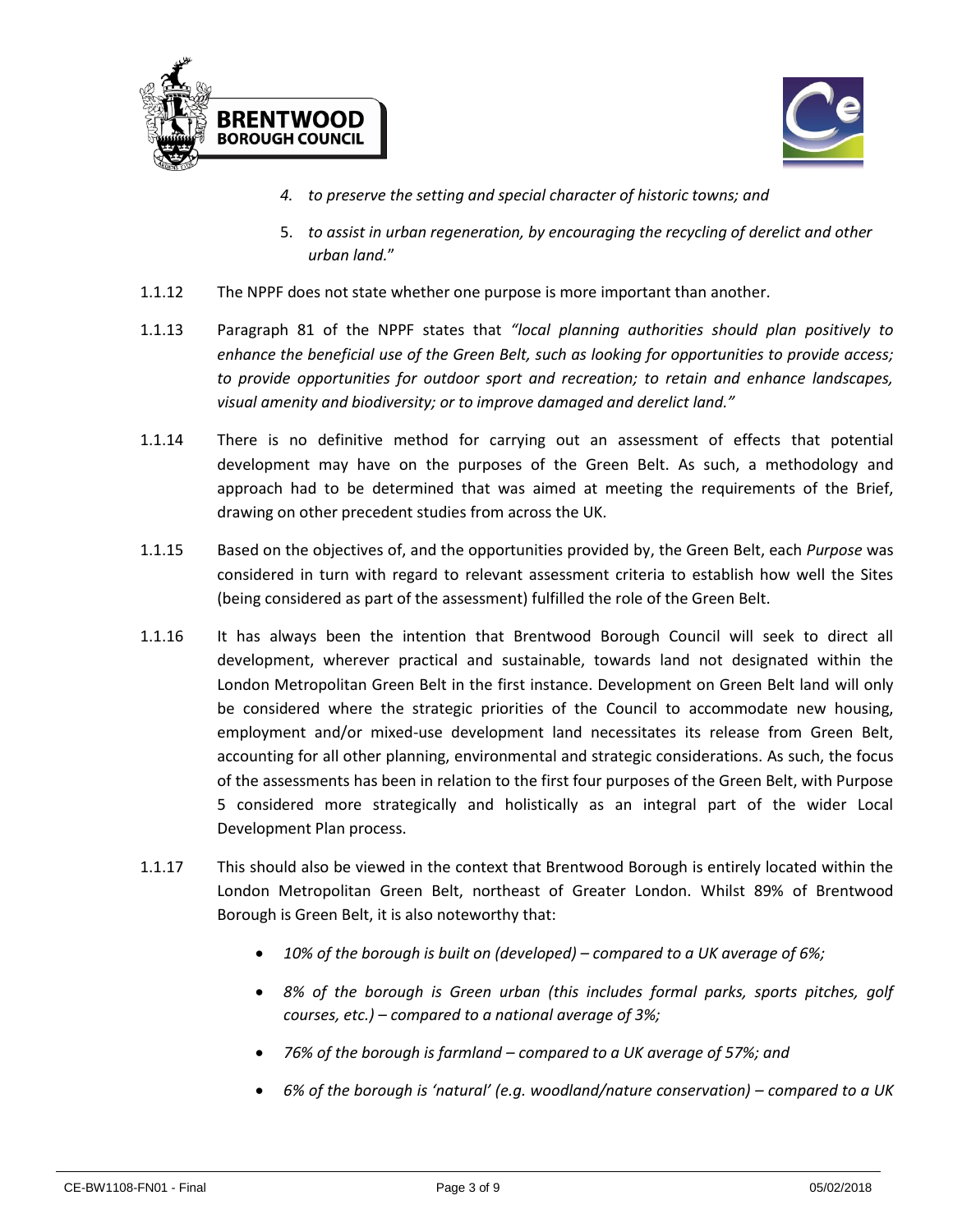4. *to preserve the setting and special character of historic towns; and*
5. *to assist in urban regeneration, by encouraging the recycling of derelict and other urban land.*"

1.1.12 The NPPF does not state whether one purpose is more important than another.

1.1.13 Paragraph 81 of the NPPF states that *"local planning authorities should plan positively to enhance the beneficial use of the Green Belt, such as looking for opportunities to provide access; to provide opportunities for outdoor sport and recreation; to retain and enhance landscapes, visual amenity and biodiversity; or to improve damaged and derelict land."*

1.1.14 There is no definitive method for carrying out an assessment of effects that potential development may have on the purposes of the Green Belt. As such, a methodology and approach had to be determined that was aimed at meeting the requirements of the Brief, drawing on other precedent studies from across the UK.

1.1.15 Based on the objectives of, and the opportunities provided by, the Green Belt, each *Purpose* was considered in turn with regard to relevant assessment criteria to establish how well the Sites (being considered as part of the assessment) fulfilled the role of the Green Belt.

1.1.16 It has always been the intention that Brentwood Borough Council will seek to direct all development, wherever practical and sustainable, towards land not designated within the London Metropolitan Green Belt in the first instance. Development on Green Belt land will only be considered where the strategic priorities of the Council to accommodate new housing, employment and/or mixed-use development land necessitates its release from Green Belt, accounting for all other planning, environmental and strategic considerations. As such, the focus of the assessments has been in relation to the first four purposes of the Green Belt, with Purpose 5 considered more strategically and holistically as an integral part of the wider Local Development Plan process.

1.1.17 This should also be viewed in the context that Brentwood Borough is entirely located within the London Metropolitan Green Belt, northeast of Greater London. Whilst 89% of Brentwood Borough is Green Belt, it is also noteworthy that:

- *10% of the borough is built on (developed) – compared to a UK average of 6%;*
- *8% of the borough is Green urban (this includes formal parks, sports pitches, golf courses, etc.) – compared to a national average of 3%;*
- *76% of the borough is farmland – compared to a UK average of 57%; and*
- *6% of the borough is 'natural' (e.g. woodland/nature conservation) – compared to a UK*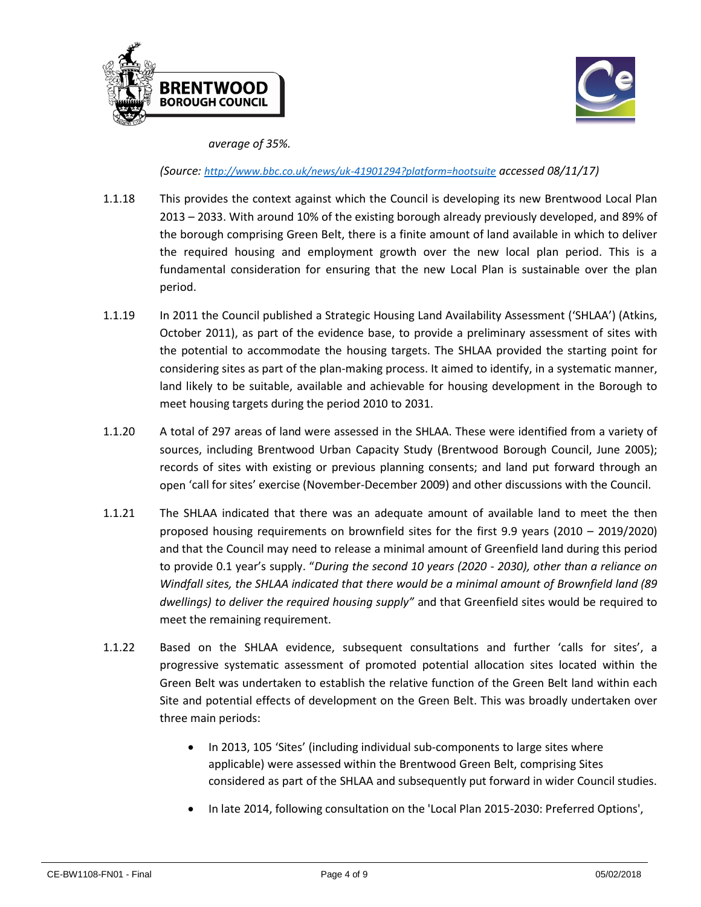*average of 35%.*

*(Source: http://www.bbc.co.uk/news/uk-41901294?platform=hootsuite accessed 08/11/17)*

1.1.18 This provides the context against which the Council is developing its new Brentwood Local Plan 2013 – 2033. With around 10% of the existing borough already previously developed, and 89% of the borough comprising Green Belt, there is a finite amount of land available in which to deliver the required housing and employment growth over the new local plan period. This is a fundamental consideration for ensuring that the new Local Plan is sustainable over the plan period.

1.1.19 In 2011 the Council published a Strategic Housing Land Availability Assessment ('SHLAA') (Atkins, October 2011), as part of the evidence base, to provide a preliminary assessment of sites with the potential to accommodate the housing targets. The SHLAA provided the starting point for considering sites as part of the plan-making process. It aimed to identify, in a systematic manner, land likely to be suitable, available and achievable for housing development in the Borough to meet housing targets during the period 2010 to 2031.

1.1.20 A total of 297 areas of land were assessed in the SHLAA. These were identified from a variety of sources, including Brentwood Urban Capacity Study (Brentwood Borough Council, June 2005); records of sites with existing or previous planning consents; and land put forward through an open 'call for sites' exercise (November-December 2009) and other discussions with the Council.

1.1.21 The SHLAA indicated that there was an adequate amount of available land to meet the then proposed housing requirements on brownfield sites for the first 9.9 years (2010 – 2019/2020) and that the Council may need to release a minimal amount of Greenfield land during this period to provide 0.1 year's supply. "*During the second 10 years (2020 - 2030), other than a reliance on Windfall sites, the SHLAA indicated that there would be a minimal amount of Brownfield land (89 dwellings) to deliver the required housing supply"* and that Greenfield sites would be required to meet the remaining requirement.

1.1.22 Based on the SHLAA evidence, subsequent consultations and further 'calls for sites', a progressive systematic assessment of promoted potential allocation sites located within the Green Belt was undertaken to establish the relative function of the Green Belt land within each Site and potential effects of development on the Green Belt. This was broadly undertaken over three main periods:

- In 2013, 105 'Sites' (including individual sub-components to large sites where applicable) were assessed within the Brentwood Green Belt, comprising Sites considered as part of the SHLAA and subsequently put forward in wider Council studies.
- In late 2014, following consultation on the 'Local Plan 2015-2030: Preferred Options',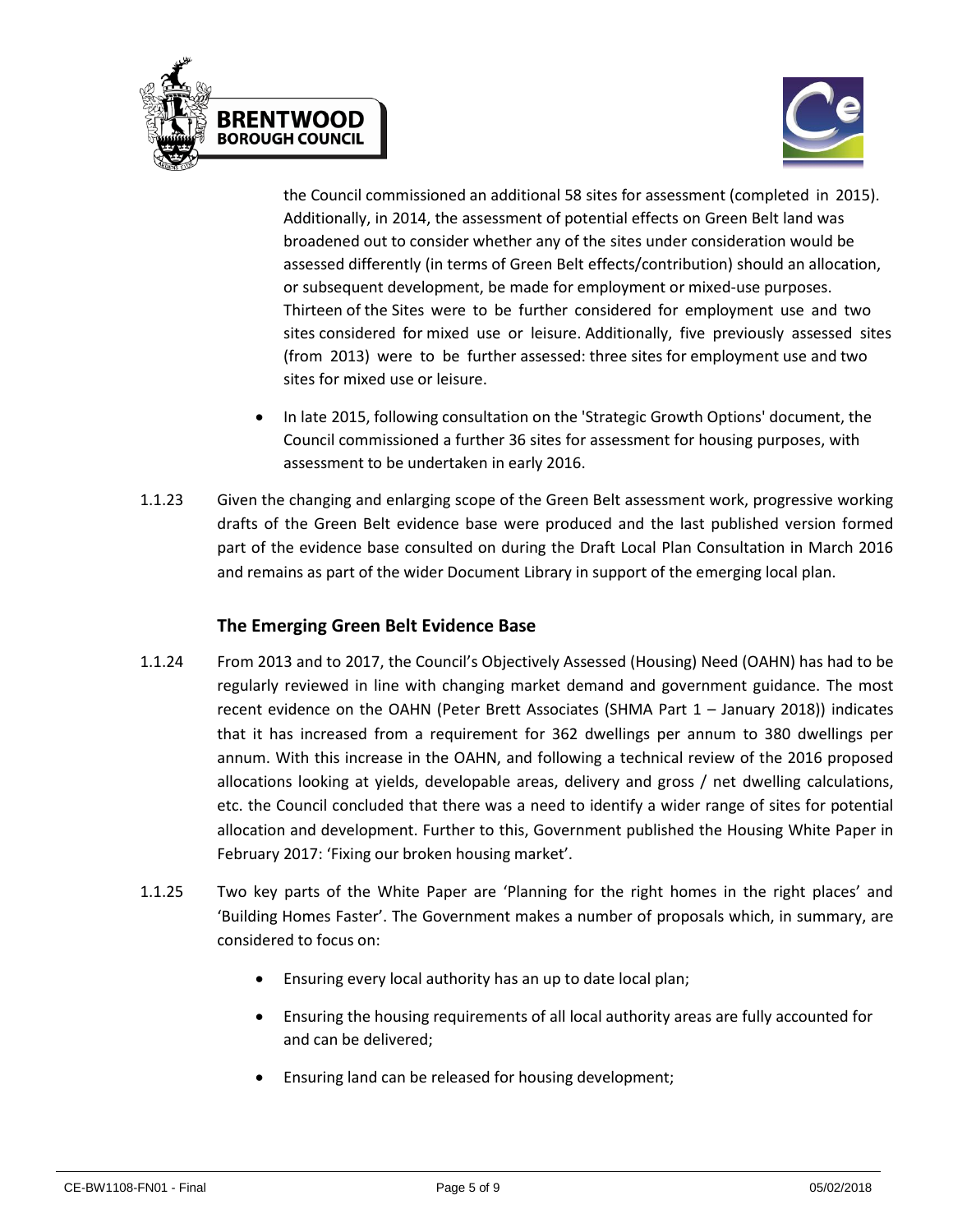the Council commissioned an additional 58 sites for assessment (completed in 2015). Additionally, in 2014, the assessment of potential effects on Green Belt land was broadened out to consider whether any of the sites under consideration would be assessed differently (in terms of Green Belt effects/contribution) should an allocation, or subsequent development, be made for employment or mixed-use purposes. Thirteen of the Sites were to be further considered for employment use and two sites considered for mixed use or leisure. Additionally, five previously assessed sites (from 2013) were to be further assessed: three sites for employment use and two sites for mixed use or leisure.

- In late 2015, following consultation on the 'Strategic Growth Options' document, the Council commissioned a further 36 sites for assessment for housing purposes, with assessment to be undertaken in early 2016.

1.1.23 Given the changing and enlarging scope of the Green Belt assessment work, progressive working drafts of the Green Belt evidence base were produced and the last published version formed part of the evidence base consulted on during the Draft Local Plan Consultation in March 2016 and remains as part of the wider Document Library in support of the emerging local plan.

### The Emerging Green Belt Evidence Base

1.1.24 From 2013 and to 2017, the Council's Objectively Assessed (Housing) Need (OAHN) has had to be regularly reviewed in line with changing market demand and government guidance. The most recent evidence on the OAHN (Peter Brett Associates (SHMA Part 1 – January 2018)) indicates that it has increased from a requirement for 362 dwellings per annum to 380 dwellings per annum. With this increase in the OAHN, and following a technical review of the 2016 proposed allocations looking at yields, developable areas, delivery and gross / net dwelling calculations, etc. the Council concluded that there was a need to identify a wider range of sites for potential allocation and development. Further to this, Government published the Housing White Paper in February 2017: 'Fixing our broken housing market'.

1.1.25 Two key parts of the White Paper are 'Planning for the right homes in the right places' and 'Building Homes Faster'. The Government makes a number of proposals which, in summary, are considered to focus on:

- Ensuring every local authority has an up to date local plan;
- Ensuring the housing requirements of all local authority areas are fully accounted for and can be delivered;
- Ensuring land can be released for housing development;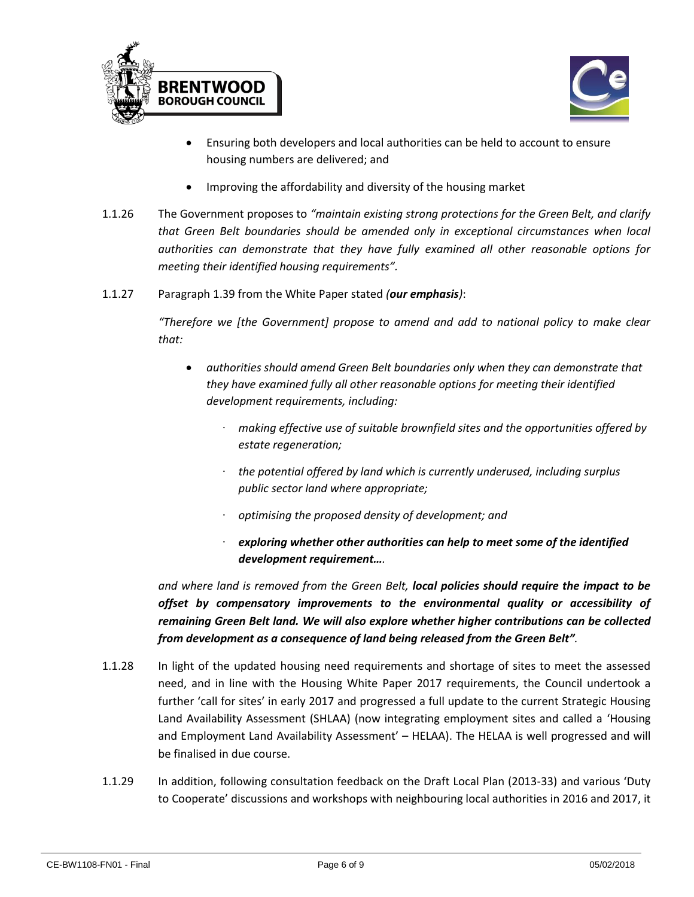- Ensuring both developers and local authorities can be held to account to ensure housing numbers are delivered; and
- Improving the affordability and diversity of the housing market

1.1.26 The Government proposes to *"maintain existing strong protections for the Green Belt, and clarify that Green Belt boundaries should be amended only in exceptional circumstances when local authorities can demonstrate that they have fully examined all other reasonable options for meeting their identified housing requirements".*

1.1.27 Paragraph 1.39 from the White Paper stated *(**our emphasis**)*:

*"Therefore we [the Government] propose to amend and add to national policy to make clear that:*

- *authorities should amend Green Belt boundaries only when they can demonstrate that they have examined fully all other reasonable options for meeting their identified development requirements, including:*
  - *making effective use of suitable brownfield sites and the opportunities offered by estate regeneration;*
  - *the potential offered by land which is currently underused, including surplus public sector land where appropriate;*
  - *optimising the proposed density of development; and*
  - ***exploring whether other authorities can help to meet some of the identified development requirement…**.*

*and where land is removed from the Green Belt, **local policies should require the impact to be offset by compensatory improvements to the environmental quality or accessibility of remaining Green Belt land. We will also explore whether higher contributions can be collected from development as a consequence of land being released from the Green Belt"**.*

1.1.28 In light of the updated housing need requirements and shortage of sites to meet the assessed need, and in line with the Housing White Paper 2017 requirements, the Council undertook a further 'call for sites' in early 2017 and progressed a full update to the current Strategic Housing Land Availability Assessment (SHLAA) (now integrating employment sites and called a 'Housing and Employment Land Availability Assessment' – HELAA). The HELAA is well progressed and will be finalised in due course.

1.1.29 In addition, following consultation feedback on the Draft Local Plan (2013-33) and various 'Duty to Cooperate' discussions and workshops with neighbouring local authorities in 2016 and 2017, it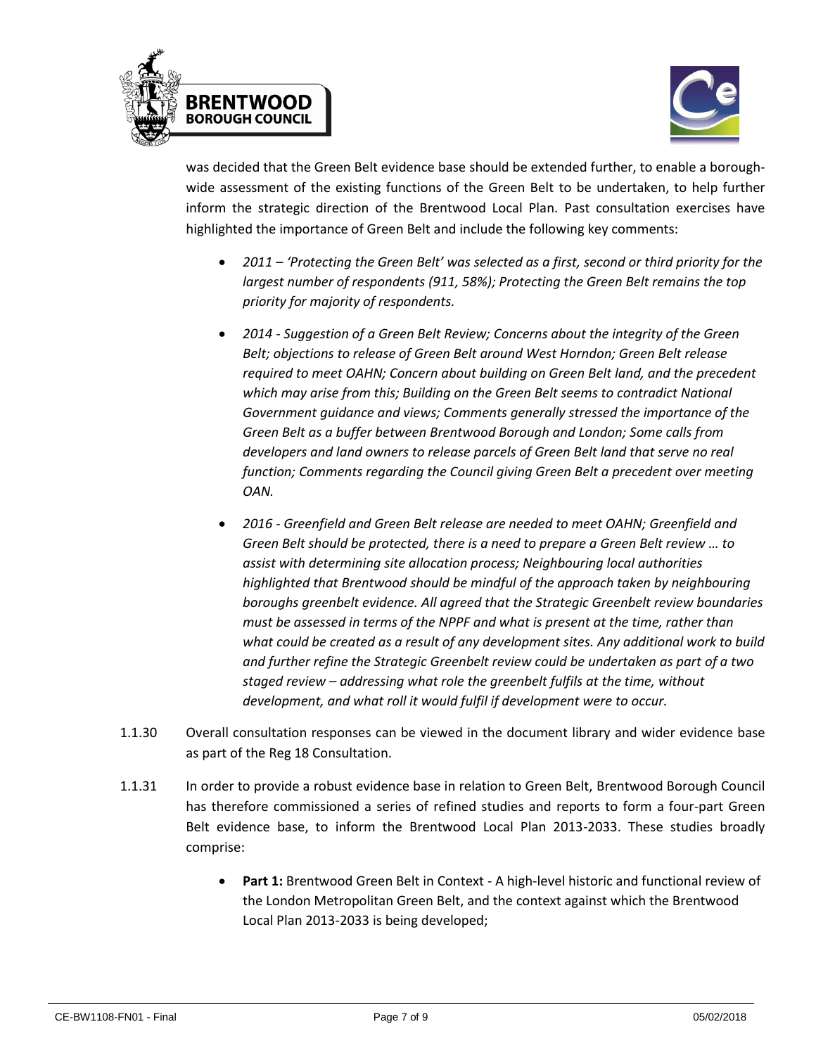was decided that the Green Belt evidence base should be extended further, to enable a borough-wide assessment of the existing functions of the Green Belt to be undertaken, to help further inform the strategic direction of the Brentwood Local Plan. Past consultation exercises have highlighted the importance of Green Belt and include the following key comments:

- *2011 – 'Protecting the Green Belt' was selected as a first, second or third priority for the largest number of respondents (911, 58%); Protecting the Green Belt remains the top priority for majority of respondents.*
- *2014 - Suggestion of a Green Belt Review; Concerns about the integrity of the Green Belt; objections to release of Green Belt around West Horndon; Green Belt release required to meet OAHN; Concern about building on Green Belt land, and the precedent which may arise from this; Building on the Green Belt seems to contradict National Government guidance and views; Comments generally stressed the importance of the Green Belt as a buffer between Brentwood Borough and London; Some calls from developers and land owners to release parcels of Green Belt land that serve no real function; Comments regarding the Council giving Green Belt a precedent over meeting OAN.*
- *2016 - Greenfield and Green Belt release are needed to meet OAHN; Greenfield and Green Belt should be protected, there is a need to prepare a Green Belt review … to assist with determining site allocation process; Neighbouring local authorities highlighted that Brentwood should be mindful of the approach taken by neighbouring boroughs greenbelt evidence. All agreed that the Strategic Greenbelt review boundaries must be assessed in terms of the NPPF and what is present at the time, rather than what could be created as a result of any development sites. Any additional work to build and further refine the Strategic Greenbelt review could be undertaken as part of a two staged review – addressing what role the greenbelt fulfils at the time, without development, and what roll it would fulfil if development were to occur.*

1.1.30 Overall consultation responses can be viewed in the document library and wider evidence base as part of the Reg 18 Consultation.

1.1.31 In order to provide a robust evidence base in relation to Green Belt, Brentwood Borough Council has therefore commissioned a series of refined studies and reports to form a four-part Green Belt evidence base, to inform the Brentwood Local Plan 2013-2033. These studies broadly comprise:

- **Part 1:** Brentwood Green Belt in Context - A high-level historic and functional review of the London Metropolitan Green Belt, and the context against which the Brentwood Local Plan 2013-2033 is being developed;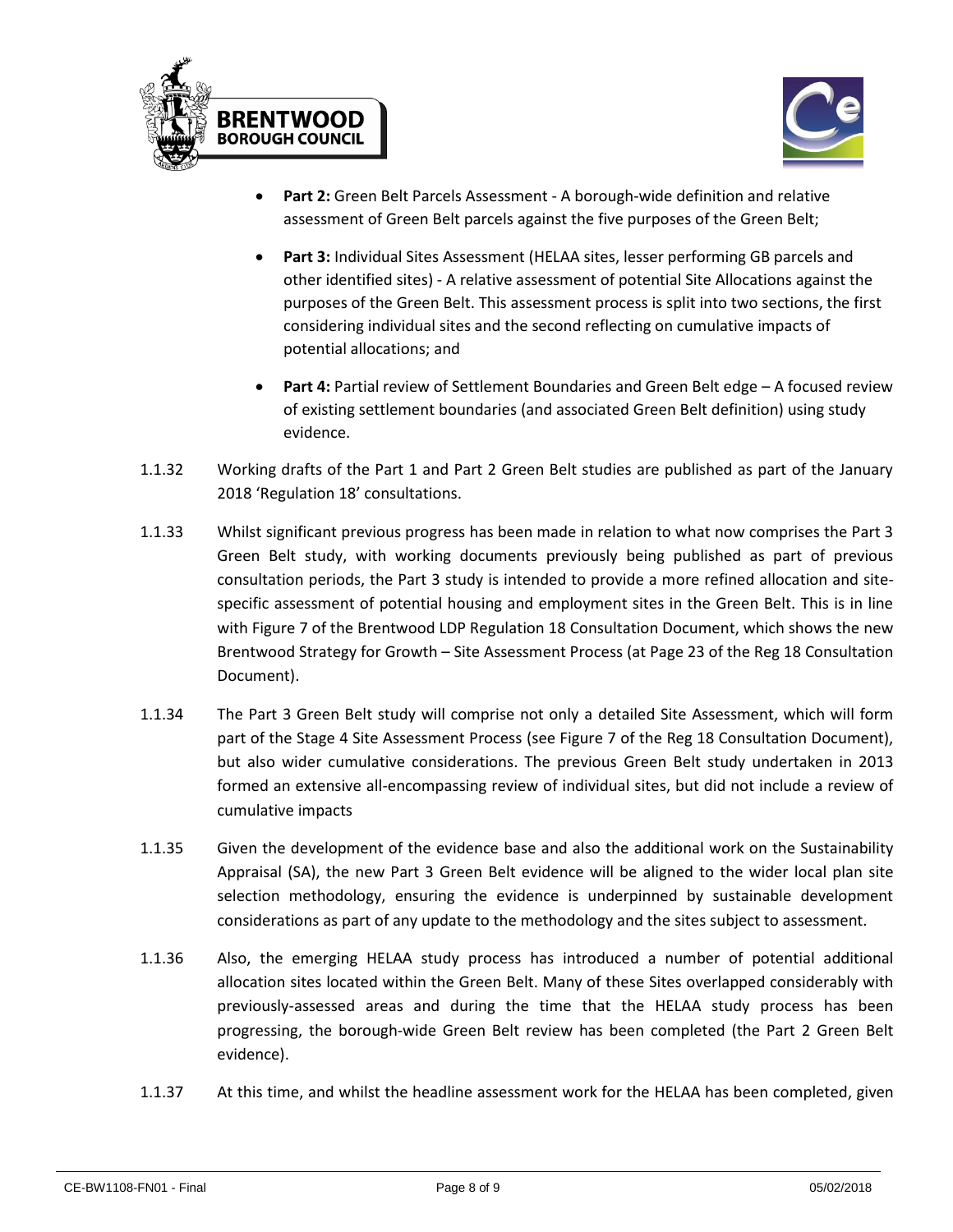- **Part 2:** Green Belt Parcels Assessment - A borough-wide definition and relative assessment of Green Belt parcels against the five purposes of the Green Belt;
- **Part 3:** Individual Sites Assessment (HELAA sites, lesser performing GB parcels and other identified sites) - A relative assessment of potential Site Allocations against the purposes of the Green Belt. This assessment process is split into two sections, the first considering individual sites and the second reflecting on cumulative impacts of potential allocations; and
- **Part 4:** Partial review of Settlement Boundaries and Green Belt edge – A focused review of existing settlement boundaries (and associated Green Belt definition) using study evidence.

1.1.32 Working drafts of the Part 1 and Part 2 Green Belt studies are published as part of the January 2018 'Regulation 18' consultations.

1.1.33 Whilst significant previous progress has been made in relation to what now comprises the Part 3 Green Belt study, with working documents previously being published as part of previous consultation periods, the Part 3 study is intended to provide a more refined allocation and site-specific assessment of potential housing and employment sites in the Green Belt. This is in line with Figure 7 of the Brentwood LDP Regulation 18 Consultation Document, which shows the new Brentwood Strategy for Growth – Site Assessment Process (at Page 23 of the Reg 18 Consultation Document).

1.1.34 The Part 3 Green Belt study will comprise not only a detailed Site Assessment, which will form part of the Stage 4 Site Assessment Process (see Figure 7 of the Reg 18 Consultation Document), but also wider cumulative considerations. The previous Green Belt study undertaken in 2013 formed an extensive all-encompassing review of individual sites, but did not include a review of cumulative impacts

1.1.35 Given the development of the evidence base and also the additional work on the Sustainability Appraisal (SA), the new Part 3 Green Belt evidence will be aligned to the wider local plan site selection methodology, ensuring the evidence is underpinned by sustainable development considerations as part of any update to the methodology and the sites subject to assessment.

1.1.36 Also, the emerging HELAA study process has introduced a number of potential additional allocation sites located within the Green Belt. Many of these Sites overlapped considerably with previously-assessed areas and during the time that the HELAA study process has been progressing, the borough-wide Green Belt review has been completed (the Part 2 Green Belt evidence).

1.1.37 At this time, and whilst the headline assessment work for the HELAA has been completed, given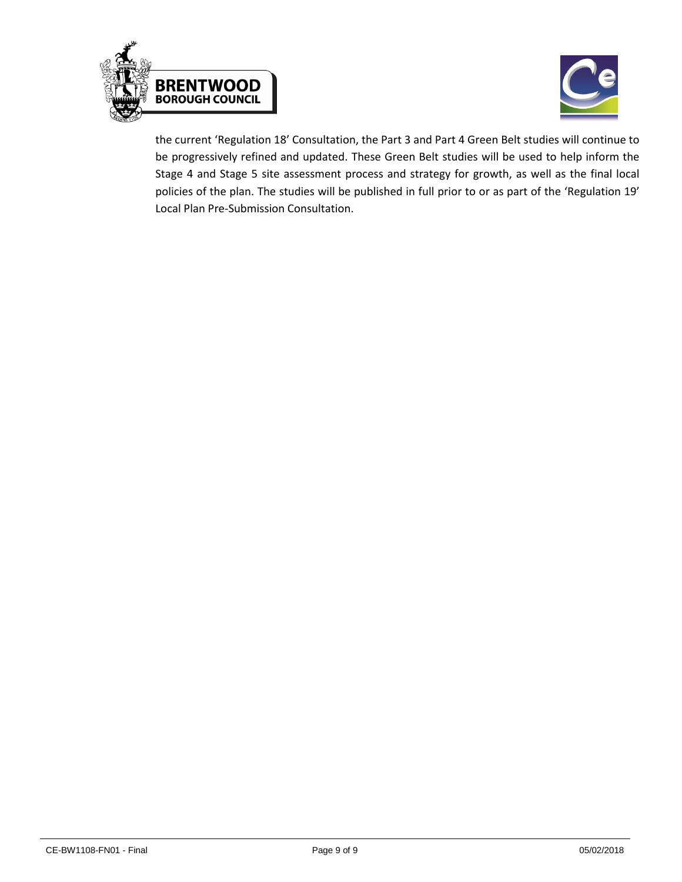the current 'Regulation 18' Consultation, the Part 3 and Part 4 Green Belt studies will continue to be progressively refined and updated. These Green Belt studies will be used to help inform the Stage 4 and Stage 5 site assessment process and strategy for growth, as well as the final local policies of the plan. The studies will be published in full prior to or as part of the 'Regulation 19' Local Plan Pre-Submission Consultation.